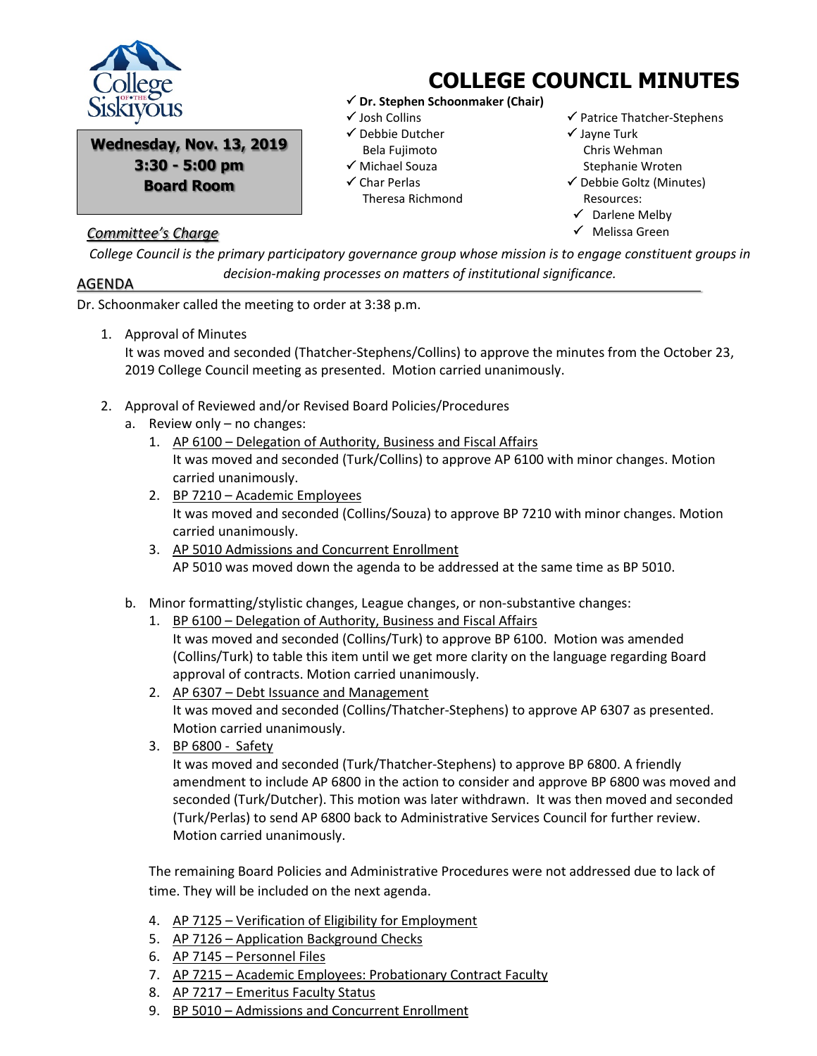# COLLEGE COUNCIL MINUTES

**Wednesday, Nov. 13, 2019**
**3:30 - 5:00 pm**
**Board Room**

- ✓ **Dr. Stephen Schoonmaker (Chair)**
- ✓ Josh Collins
- ✓ Debbie Dutcher
- Bela Fujimoto
- ✓ Michael Souza
- ✓ Char Perlas
- Theresa Richmond
- ✓ Patrice Thatcher-Stephens
- ✓ Jayne Turk
- Chris Wehman
- Stephanie Wroten
- ✓ Debbie Goltz (Minutes)
- Resources:
  - ✓ Darlene Melby
  - ✓ Melissa Green

## *Committee's Charge*

*College Council is the primary participatory governance group whose mission is to engage constituent groups in decision-making processes on matters of institutional significance.*

## AGENDA

Dr. Schoonmaker called the meeting to order at 3:38 p.m.

1. Approval of Minutes
   It was moved and seconded (Thatcher-Stephens/Collins) to approve the minutes from the October 23, 2019 College Council meeting as presented. Motion carried unanimously.

2. Approval of Reviewed and/or Revised Board Policies/Procedures
   a. Review only – no changes:
      1. AP 6100 – Delegation of Authority, Business and Fiscal Affairs
         It was moved and seconded (Turk/Collins) to approve AP 6100 with minor changes. Motion carried unanimously.
      2. BP 7210 – Academic Employees
         It was moved and seconded (Collins/Souza) to approve BP 7210 with minor changes. Motion carried unanimously.
      3. AP 5010 Admissions and Concurrent Enrollment
         AP 5010 was moved down the agenda to be addressed at the same time as BP 5010.

   b. Minor formatting/stylistic changes, League changes, or non-substantive changes:
      1. BP 6100 – Delegation of Authority, Business and Fiscal Affairs
         It was moved and seconded (Collins/Turk) to approve BP 6100. Motion was amended (Collins/Turk) to table this item until we get more clarity on the language regarding Board approval of contracts. Motion carried unanimously.
      2. AP 6307 – Debt Issuance and Management
         It was moved and seconded (Collins/Thatcher-Stephens) to approve AP 6307 as presented. Motion carried unanimously.
      3. BP 6800 - Safety
         It was moved and seconded (Turk/Thatcher-Stephens) to approve BP 6800. A friendly amendment to include AP 6800 in the action to consider and approve BP 6800 was moved and seconded (Turk/Dutcher). This motion was later withdrawn. It was then moved and seconded (Turk/Perlas) to send AP 6800 back to Administrative Services Council for further review. Motion carried unanimously.

      The remaining Board Policies and Administrative Procedures were not addressed due to lack of time. They will be included on the next agenda.

      4. AP 7125 – Verification of Eligibility for Employment
      5. AP 7126 – Application Background Checks
      6. AP 7145 – Personnel Files
      7. AP 7215 – Academic Employees: Probationary Contract Faculty
      8. AP 7217 – Emeritus Faculty Status
      9. BP 5010 – Admissions and Concurrent Enrollment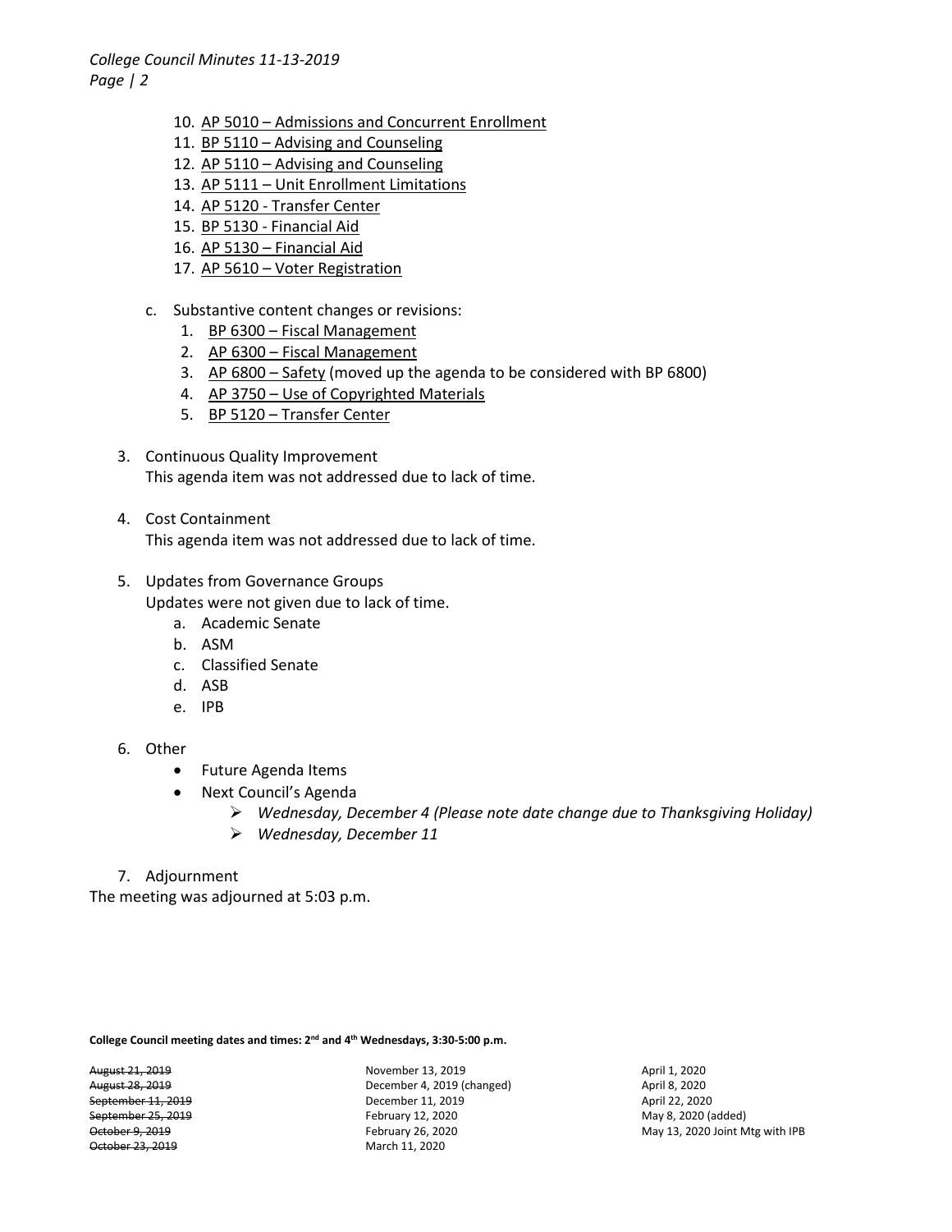10. AP 5010 – Admissions and Concurrent Enrollment
11. BP 5110 – Advising and Counseling
12. AP 5110 – Advising and Counseling
13. AP 5111 – Unit Enrollment Limitations
14. AP 5120 - Transfer Center
15. BP 5130 - Financial Aid
16. AP 5130 – Financial Aid
17. AP 5610 – Voter Registration

c. Substantive content changes or revisions:
   1. BP 6300 – Fiscal Management
   2. AP 6300 – Fiscal Management
   3. AP 6800 – Safety (moved up the agenda to be considered with BP 6800)
   4. AP 3750 – Use of Copyrighted Materials
   5. BP 5120 – Transfer Center

3. Continuous Quality Improvement
   This agenda item was not addressed due to lack of time.

4. Cost Containment
   This agenda item was not addressed due to lack of time.

5. Updates from Governance Groups
   Updates were not given due to lack of time.
   a. Academic Senate
   b. ASM
   c. Classified Senate
   d. ASB
   e. IPB

6. Other
   - Future Agenda Items
   - Next Council's Agenda
     - *Wednesday, December 4 (Please note date change due to Thanksgiving Holiday)*
     - *Wednesday, December 11*

7. Adjournment

The meeting was adjourned at 5:03 p.m.

**College Council meeting dates and times: 2nd and 4th Wednesdays, 3:30-5:00 p.m.**

~~August 21, 2019~~
~~August 28, 2019~~
~~September 11, 2019~~
~~September 25, 2019~~
~~October 9, 2019~~
~~October 23, 2019~~
November 13, 2019
December 4, 2019 (changed)
December 11, 2019
February 12, 2020
February 26, 2020
March 11, 2020
April 1, 2020
April 8, 2020
April 22, 2020
May 8, 2020 (added)
May 13, 2020 Joint Mtg with IPB